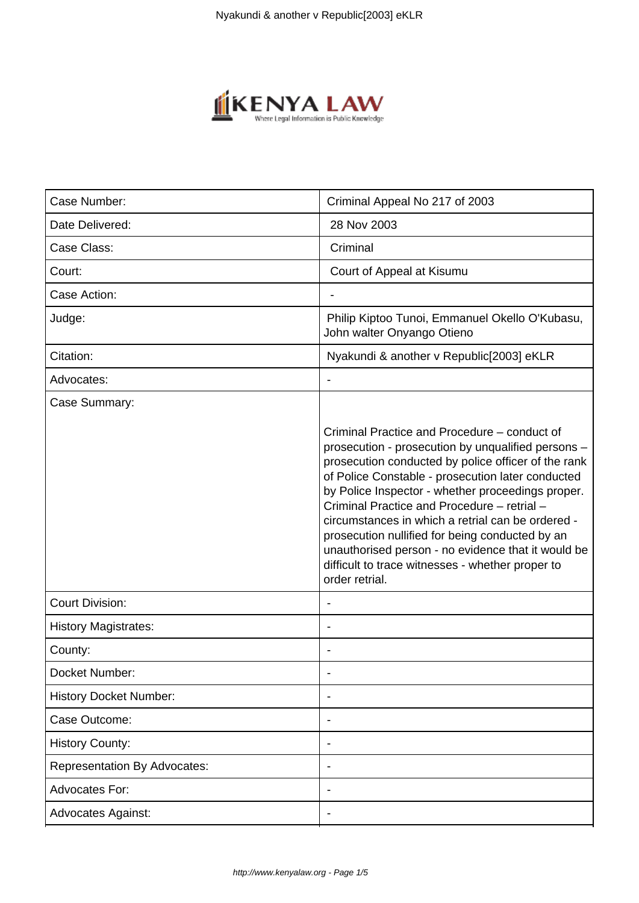| Case Number: | Criminal Appeal No 217 of 2003 |
| --- | --- |
| Date Delivered: | 28 Nov 2003 |
| Case Class: | Criminal |
| Court: | Court of Appeal at Kisumu |
| Case Action: | - |
| Judge: | Philip Kiptoo Tunoi, Emmanuel Okello O'Kubasu, John walter Onyango Otieno |
| Citation: | Nyakundi & another v Republic[2003] eKLR |
| Advocates: | - |
| Case Summary: | Criminal Practice and Procedure – conduct of prosecution - prosecution by unqualified persons – prosecution conducted by police officer of the rank of Police Constable - prosecution later conducted by Police Inspector - whether proceedings proper. Criminal Practice and Procedure – retrial – circumstances in which a retrial can be ordered - prosecution nullified for being conducted by an unauthorised person - no evidence that it would be difficult to trace witnesses - whether proper to order retrial. |
| Court Division: | - |
| History Magistrates: | - |
| County: | - |
| Docket Number: | - |
| History Docket Number: | - |
| Case Outcome: | - |
| History County: | - |
| Representation By Advocates: | - |
| Advocates For: | - |
| Advocates Against: | - |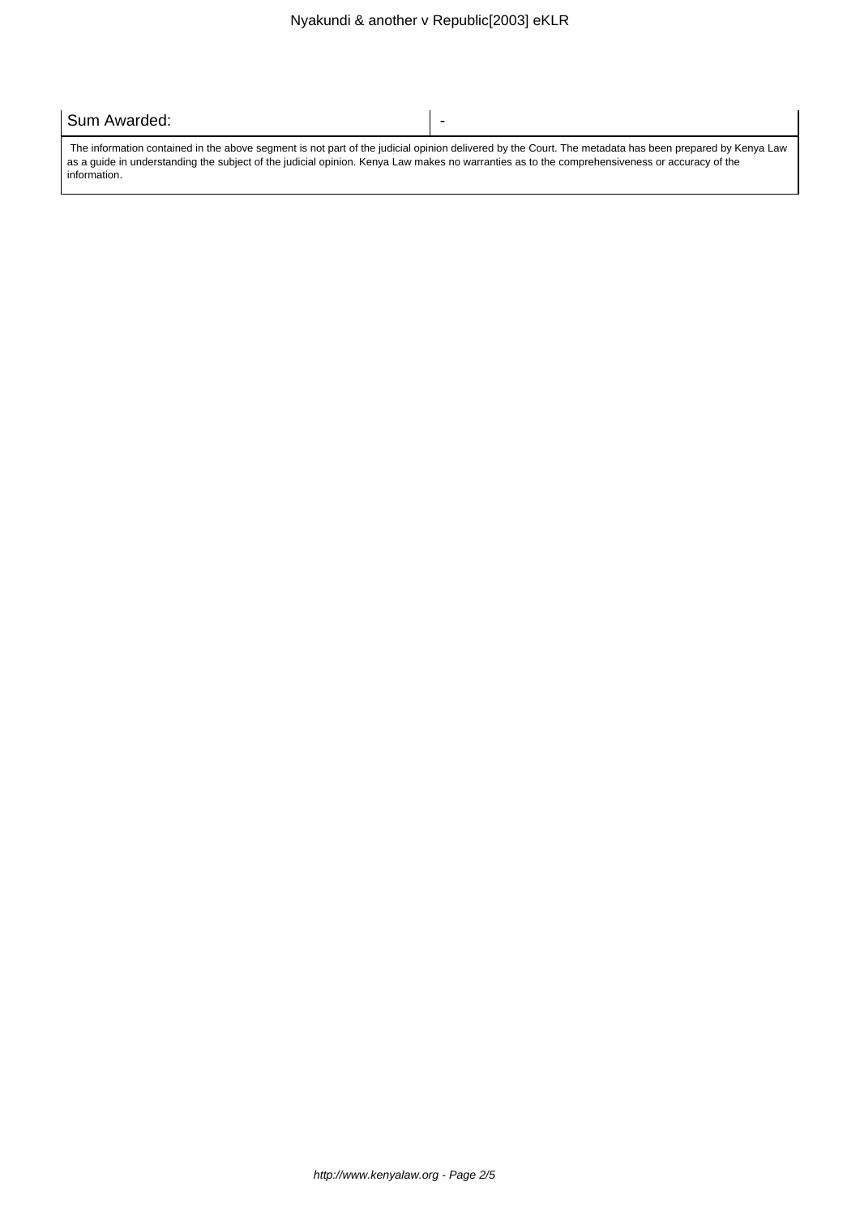| Sum Awarded: | - |
|---|---|

The information contained in the above segment is not part of the judicial opinion delivered by the Court. The metadata has been prepared by Kenya Law as a guide in understanding the subject of the judicial opinion. Kenya Law makes no warranties as to the comprehensiveness or accuracy of the information.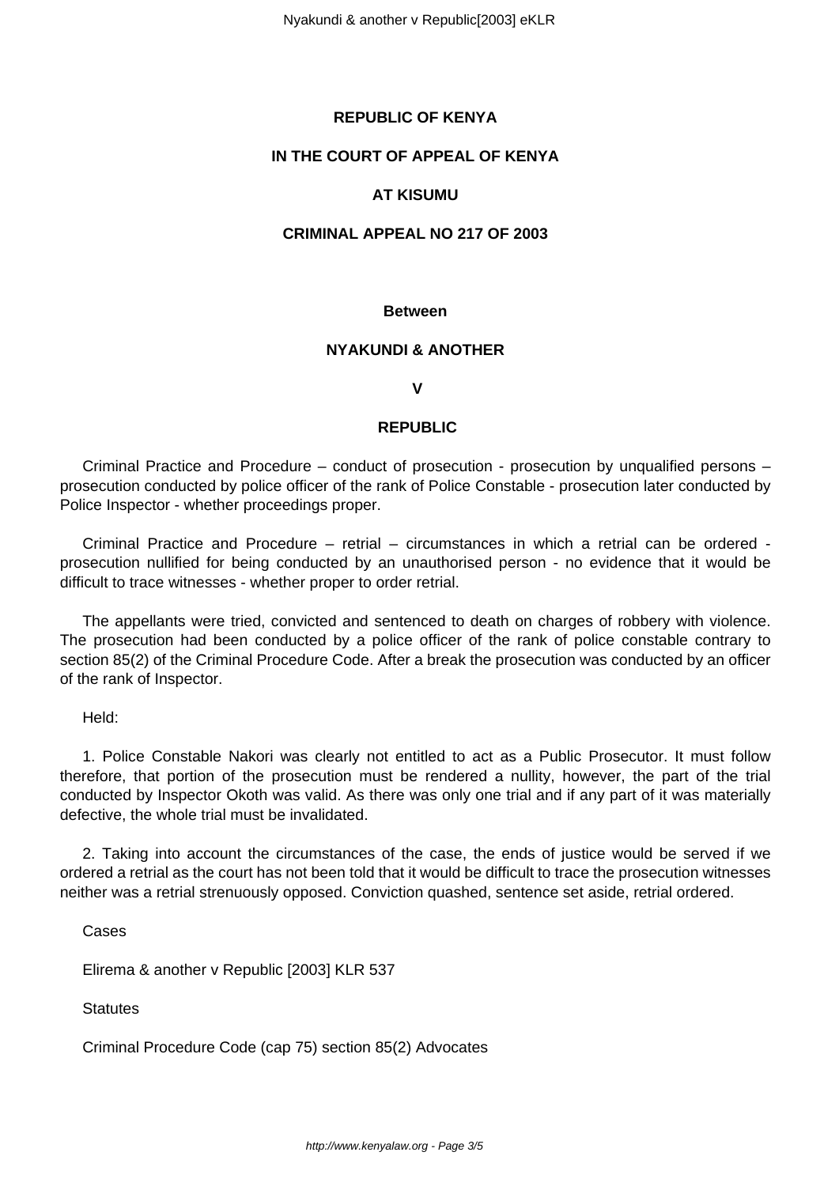**REPUBLIC OF KENYA**

**IN THE COURT OF APPEAL OF KENYA**

**AT KISUMU**

**CRIMINAL APPEAL NO 217 OF 2003**

**Between**

**NYAKUNDI & ANOTHER**

**V**

**REPUBLIC**

Criminal Practice and Procedure – conduct of prosecution - prosecution by unqualified persons – prosecution conducted by police officer of the rank of Police Constable - prosecution later conducted by Police Inspector - whether proceedings proper.

Criminal Practice and Procedure – retrial – circumstances in which a retrial can be ordered - prosecution nullified for being conducted by an unauthorised person - no evidence that it would be difficult to trace witnesses - whether proper to order retrial.

The appellants were tried, convicted and sentenced to death on charges of robbery with violence. The prosecution had been conducted by a police officer of the rank of police constable contrary to section 85(2) of the Criminal Procedure Code. After a break the prosecution was conducted by an officer of the rank of Inspector.

Held:

1. Police Constable Nakori was clearly not entitled to act as a Public Prosecutor. It must follow therefore, that portion of the prosecution must be rendered a nullity, however, the part of the trial conducted by Inspector Okoth was valid. As there was only one trial and if any part of it was materially defective, the whole trial must be invalidated.

2. Taking into account the circumstances of the case, the ends of justice would be served if we ordered a retrial as the court has not been told that it would be difficult to trace the prosecution witnesses neither was a retrial strenuously opposed. Conviction quashed, sentence set aside, retrial ordered.

Cases

Elirema & another v Republic [2003] KLR 537

Statutes

Criminal Procedure Code (cap 75) section 85(2) Advocates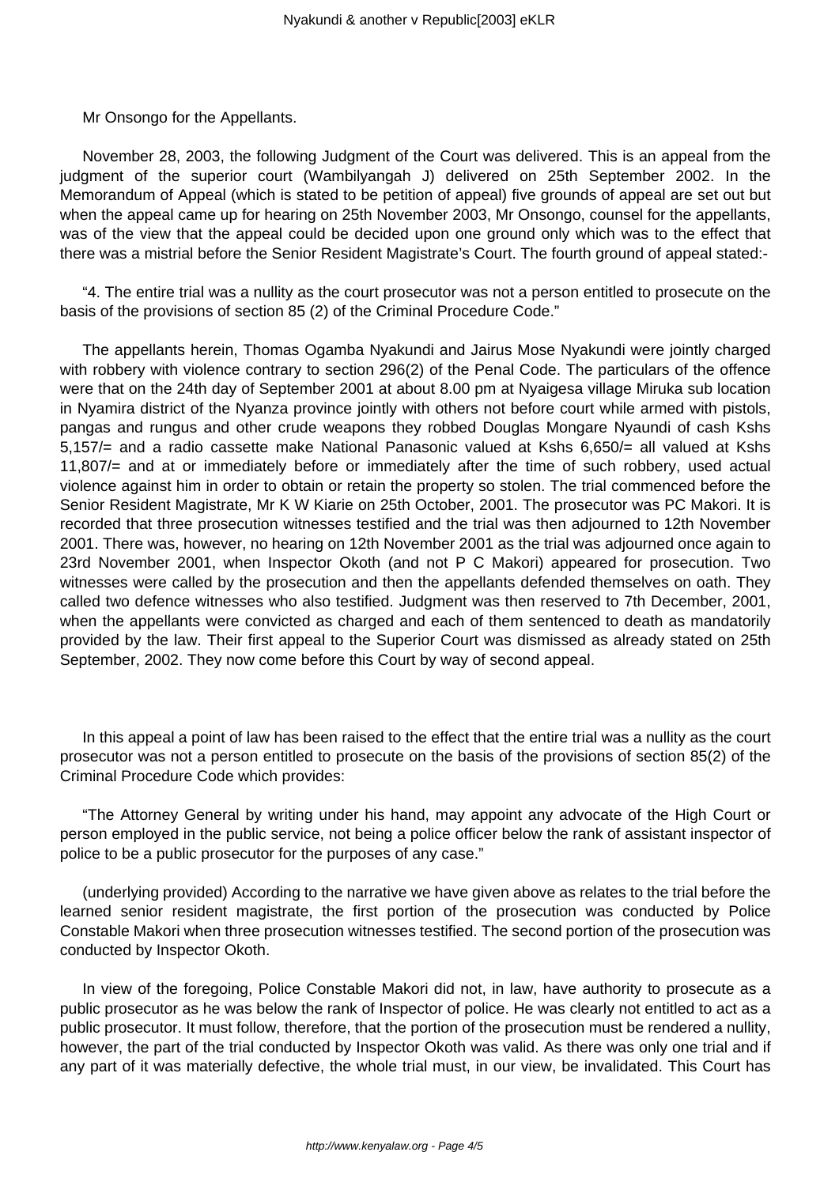Mr Onsongo for the Appellants.

November 28, 2003, the following Judgment of the Court was delivered. This is an appeal from the judgment of the superior court (Wambilyangah J) delivered on 25th September 2002. In the Memorandum of Appeal (which is stated to be petition of appeal) five grounds of appeal are set out but when the appeal came up for hearing on 25th November 2003, Mr Onsongo, counsel for the appellants, was of the view that the appeal could be decided upon one ground only which was to the effect that there was a mistrial before the Senior Resident Magistrate's Court. The fourth ground of appeal stated:-

"4. The entire trial was a nullity as the court prosecutor was not a person entitled to prosecute on the basis of the provisions of section 85 (2) of the Criminal Procedure Code."

The appellants herein, Thomas Ogamba Nyakundi and Jairus Mose Nyakundi were jointly charged with robbery with violence contrary to section 296(2) of the Penal Code. The particulars of the offence were that on the 24th day of September 2001 at about 8.00 pm at Nyaigesa village Miruka sub location in Nyamira district of the Nyanza province jointly with others not before court while armed with pistols, pangas and rungus and other crude weapons they robbed Douglas Mongare Nyaundi of cash Kshs 5,157/= and a radio cassette make National Panasonic valued at Kshs 6,650/= all valued at Kshs 11,807/= and at or immediately before or immediately after the time of such robbery, used actual violence against him in order to obtain or retain the property so stolen. The trial commenced before the Senior Resident Magistrate, Mr K W Kiarie on 25th October, 2001. The prosecutor was PC Makori. It is recorded that three prosecution witnesses testified and the trial was then adjourned to 12th November 2001. There was, however, no hearing on 12th November 2001 as the trial was adjourned once again to 23rd November 2001, when Inspector Okoth (and not P C Makori) appeared for prosecution. Two witnesses were called by the prosecution and then the appellants defended themselves on oath. They called two defence witnesses who also testified. Judgment was then reserved to 7th December, 2001, when the appellants were convicted as charged and each of them sentenced to death as mandatorily provided by the law. Their first appeal to the Superior Court was dismissed as already stated on 25th September, 2002. They now come before this Court by way of second appeal.

In this appeal a point of law has been raised to the effect that the entire trial was a nullity as the court prosecutor was not a person entitled to prosecute on the basis of the provisions of section 85(2) of the Criminal Procedure Code which provides:

"The Attorney General by writing under his hand, may appoint any advocate of the High Court or person employed in the public service, not being a police officer below the rank of assistant inspector of police to be a public prosecutor for the purposes of any case."

(underlying provided) According to the narrative we have given above as relates to the trial before the learned senior resident magistrate, the first portion of the prosecution was conducted by Police Constable Makori when three prosecution witnesses testified. The second portion of the prosecution was conducted by Inspector Okoth.

In view of the foregoing, Police Constable Makori did not, in law, have authority to prosecute as a public prosecutor as he was below the rank of Inspector of police. He was clearly not entitled to act as a public prosecutor. It must follow, therefore, that the portion of the prosecution must be rendered a nullity, however, the part of the trial conducted by Inspector Okoth was valid. As there was only one trial and if any part of it was materially defective, the whole trial must, in our view, be invalidated. This Court has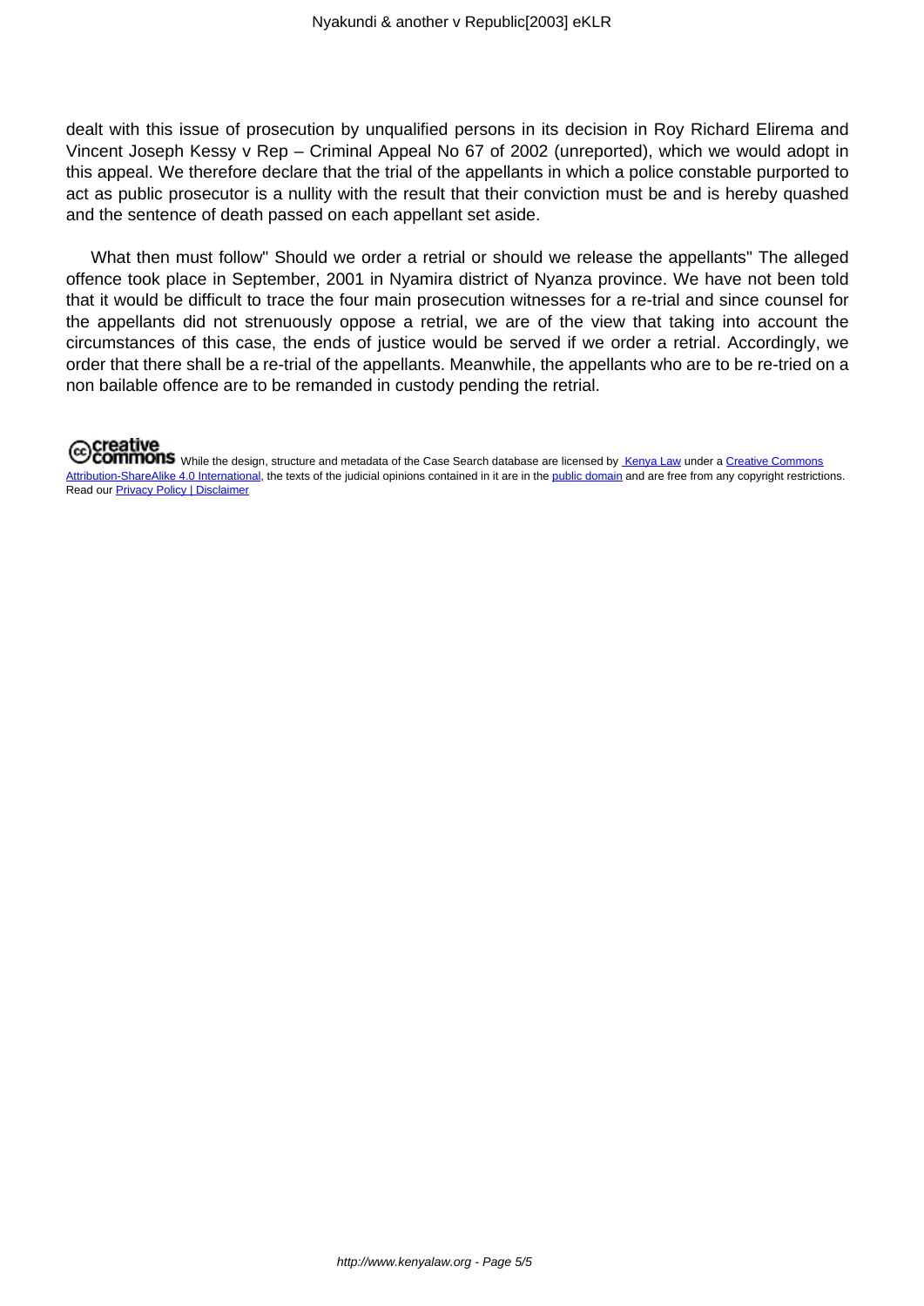dealt with this issue of prosecution by unqualified persons in its decision in Roy Richard Elirema and Vincent Joseph Kessy v Rep – Criminal Appeal No 67 of 2002 (unreported), which we would adopt in this appeal. We therefore declare that the trial of the appellants in which a police constable purported to act as public prosecutor is a nullity with the result that their conviction must be and is hereby quashed and the sentence of death passed on each appellant set aside.

What then must follow" Should we order a retrial or should we release the appellants" The alleged offence took place in September, 2001 in Nyamira district of Nyanza province. We have not been told that it would be difficult to trace the four main prosecution witnesses for a re-trial and since counsel for the appellants did not strenuously oppose a retrial, we are of the view that taking into account the circumstances of this case, the ends of justice would be served if we order a retrial. Accordingly, we order that there shall be a re-trial of the appellants. Meanwhile, the appellants who are to be re-tried on a non bailable offence are to be remanded in custody pending the retrial.

While the design, structure and metadata of the Case Search database are licensed by Kenya Law under a Creative Commons Attribution-ShareAlike 4.0 International, the texts of the judicial opinions contained in it are in the public domain and are free from any copyright restrictions. Read our Privacy Policy | Disclaimer